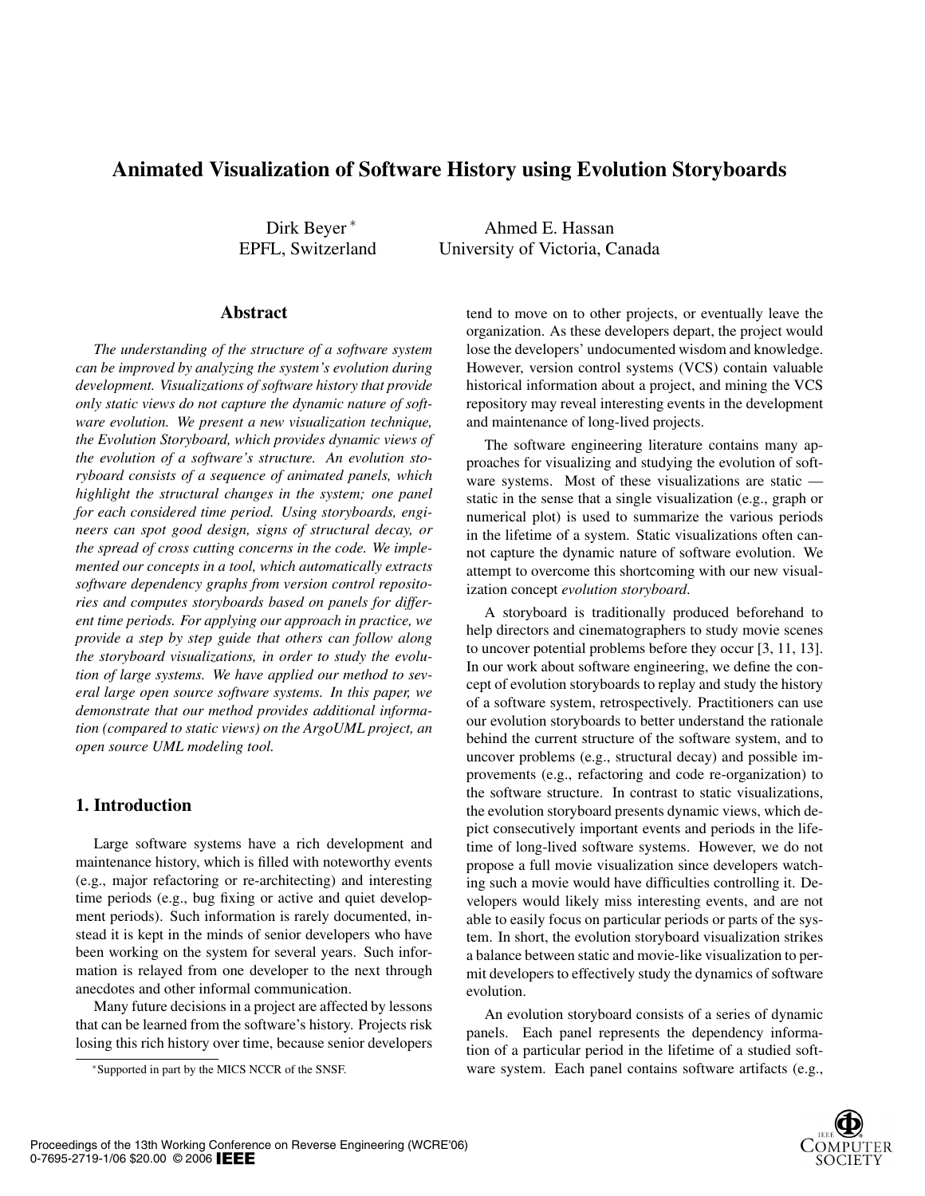# Animated Visualization of Software History using Evolution Storyboards

Dirk Beyer [*]
EPFL, Switzerland

Ahmed E. Hassan
University of Victoria, Canada

## Abstract

*The understanding of the structure of a software system can be improved by analyzing the system's evolution during development. Visualizations of software history that provide only static views do not capture the dynamic nature of software evolution. We present a new visualization technique, the Evolution Storyboard, which provides dynamic views of the evolution of a software's structure. An evolution storyboard consists of a sequence of animated panels, which highlight the structural changes in the system; one panel for each considered time period. Using storyboards, engineers can spot good design, signs of structural decay, or the spread of cross cutting concerns in the code. We implemented our concepts in a tool, which automatically extracts software dependency graphs from version control repositories and computes storyboards based on panels for different time periods. For applying our approach in practice, we provide a step by step guide that others can follow along the storyboard visualizations, in order to study the evolution of large systems. We have applied our method to several large open source software systems. In this paper, we demonstrate that our method provides additional information (compared to static views) on the ArgoUML project, an open source UML modeling tool.*

## 1. Introduction

Large software systems have a rich development and maintenance history, which is filled with noteworthy events (e.g., major refactoring or re-architecting) and interesting time periods (e.g., bug fixing or active and quiet development periods). Such information is rarely documented, instead it is kept in the minds of senior developers who have been working on the system for several years. Such information is relayed from one developer to the next through anecdotes and other informal communication.

Many future decisions in a project are affected by lessons that can be learned from the software's history. Projects risk losing this rich history over time, because senior developers tend to move on to other projects, or eventually leave the organization. As these developers depart, the project would lose the developers' undocumented wisdom and knowledge. However, version control systems (VCS) contain valuable historical information about a project, and mining the VCS repository may reveal interesting events in the development and maintenance of long-lived projects.

The software engineering literature contains many approaches for visualizing and studying the evolution of software systems. Most of these visualizations are static — static in the sense that a single visualization (e.g., graph or numerical plot) is used to summarize the various periods in the lifetime of a system. Static visualizations often cannot capture the dynamic nature of software evolution. We attempt to overcome this shortcoming with our new visualization concept *evolution storyboard*.

A storyboard is traditionally produced beforehand to help directors and cinematographers to study movie scenes to uncover potential problems before they occur [3, 11, 13]. In our work about software engineering, we define the concept of evolution storyboards to replay and study the history of a software system, retrospectively. Practitioners can use our evolution storyboards to better understand the rationale behind the current structure of the software system, and to uncover problems (e.g., structural decay) and possible improvements (e.g., refactoring and code re-organization) to the software structure. In contrast to static visualizations, the evolution storyboard presents dynamic views, which depict consecutively important events and periods in the lifetime of long-lived software systems. However, we do not propose a full movie visualization since developers watching such a movie would have difficulties controlling it. Developers would likely miss interesting events, and are not able to easily focus on particular periods or parts of the system. In short, the evolution storyboard visualization strikes a balance between static and movie-like visualization to permit developers to effectively study the dynamics of software evolution.

An evolution storyboard consists of a series of dynamic panels. Each panel represents the dependency information of a particular period in the lifetime of a studied software system. Each panel contains software artifacts (e.g.,

[*] Supported in part by the MICS NCCR of the SNSF.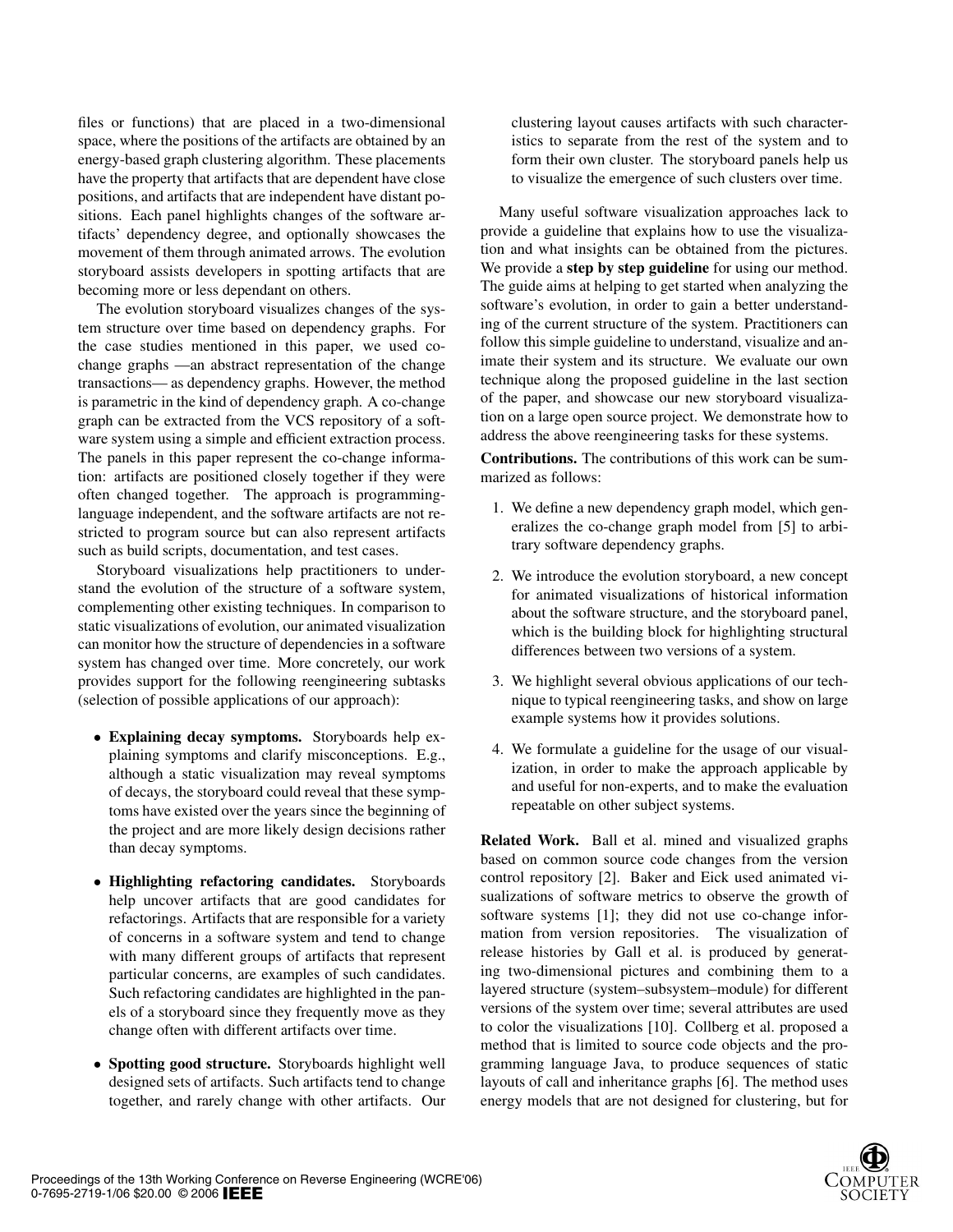files or functions) that are placed in a two-dimensional space, where the positions of the artifacts are obtained by an energy-based graph clustering algorithm. These placements have the property that artifacts that are dependent have close positions, and artifacts that are independent have distant positions. Each panel highlights changes of the software artifacts' dependency degree, and optionally showcases the movement of them through animated arrows. The evolution storyboard assists developers in spotting artifacts that are becoming more or less dependant on others.

The evolution storyboard visualizes changes of the system structure over time based on dependency graphs. For the case studies mentioned in this paper, we used co-change graphs —an abstract representation of the change transactions— as dependency graphs. However, the method is parametric in the kind of dependency graph. A co-change graph can be extracted from the VCS repository of a software system using a simple and efficient extraction process. The panels in this paper represent the co-change information: artifacts are positioned closely together if they were often changed together. The approach is programming-language independent, and the software artifacts are not restricted to program source but can also represent artifacts such as build scripts, documentation, and test cases.

Storyboard visualizations help practitioners to understand the evolution of the structure of a software system, complementing other existing techniques. In comparison to static visualizations of evolution, our animated visualization can monitor how the structure of dependencies in a software system has changed over time. More concretely, our work provides support for the following reengineering subtasks (selection of possible applications of our approach):

- **Explaining decay symptoms.** Storyboards help explaining symptoms and clarify misconceptions. E.g., although a static visualization may reveal symptoms of decays, the storyboard could reveal that these symptoms have existed over the years since the beginning of the project and are more likely design decisions rather than decay symptoms.
- **Highlighting refactoring candidates.** Storyboards help uncover artifacts that are good candidates for refactorings. Artifacts that are responsible for a variety of concerns in a software system and tend to change with many different groups of artifacts that represent particular concerns, are examples of such candidates. Such refactoring candidates are highlighted in the panels of a storyboard since they frequently move as they change often with different artifacts over time.
- **Spotting good structure.** Storyboards highlight well designed sets of artifacts. Such artifacts tend to change together, and rarely change with other artifacts. Our clustering layout causes artifacts with such characteristics to separate from the rest of the system and to form their own cluster. The storyboard panels help us to visualize the emergence of such clusters over time.

Many useful software visualization approaches lack to provide a guideline that explains how to use the visualization and what insights can be obtained from the pictures. We provide a **step by step guideline** for using our method. The guide aims at helping to get started when analyzing the software's evolution, in order to gain a better understanding of the current structure of the system. Practitioners can follow this simple guideline to understand, visualize and animate their system and its structure. We evaluate our own technique along the proposed guideline in the last section of the paper, and showcase our new storyboard visualization on a large open source project. We demonstrate how to address the above reengineering tasks for these systems.

**Contributions.** The contributions of this work can be summarized as follows:

1. We define a new dependency graph model, which generalizes the co-change graph model from [5] to arbitrary software dependency graphs.
2. We introduce the evolution storyboard, a new concept for animated visualizations of historical information about the software structure, and the storyboard panel, which is the building block for highlighting structural differences between two versions of a system.
3. We highlight several obvious applications of our technique to typical reengineering tasks, and show on large example systems how it provides solutions.
4. We formulate a guideline for the usage of our visualization, in order to make the approach applicable by and useful for non-experts, and to make the evaluation repeatable on other subject systems.

**Related Work.** Ball et al. mined and visualized graphs based on common source code changes from the version control repository [2]. Baker and Eick used animated visualizations of software metrics to observe the growth of software systems [1]; they did not use co-change information from version repositories. The visualization of release histories by Gall et al. is produced by generating two-dimensional pictures and combining them to a layered structure (system–subsystem–module) for different versions of the system over time; several attributes are used to color the visualizations [10]. Collberg et al. proposed a method that is limited to source code objects and the programming language Java, to produce sequences of static layouts of call and inheritance graphs [6]. The method uses energy models that are not designed for clustering, but for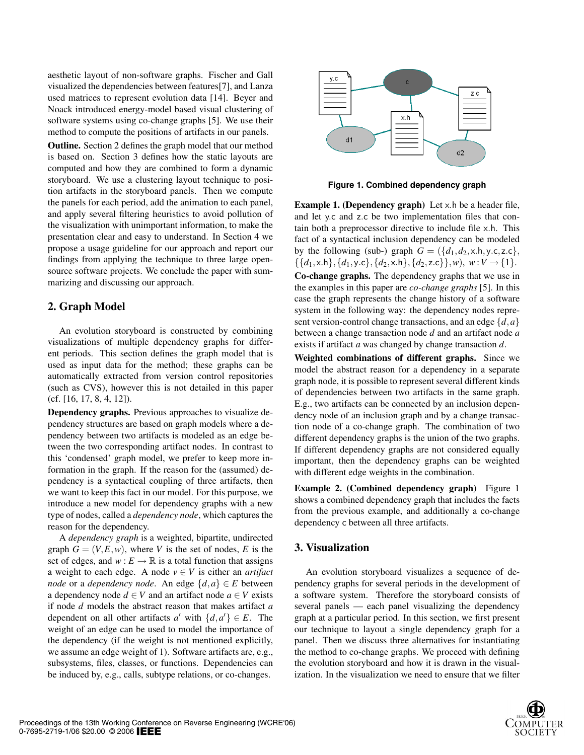aesthetic layout of non-software graphs. Fischer and Gall visualized the dependencies between features[7], and Lanza used matrices to represent evolution data [14]. Beyer and Noack introduced energy-model based visual clustering of software systems using co-change graphs [5]. We use their method to compute the positions of artifacts in our panels.

**Outline.** Section 2 defines the graph model that our method is based on. Section 3 defines how the static layouts are computed and how they are combined to form a dynamic storyboard. We use a clustering layout technique to position artifacts in the storyboard panels. Then we compute the panels for each period, add the animation to each panel, and apply several filtering heuristics to avoid pollution of the visualization with unimportant information, to make the presentation clear and easy to understand. In Section 4 we propose a usage guideline for our approach and report our findings from applying the technique to three large open-source software projects. We conclude the paper with summarizing and discussing our approach.

## 2. Graph Model

An evolution storyboard is constructed by combining visualizations of multiple dependency graphs for different periods. This section defines the graph model that is used as input data for the method; these graphs can be automatically extracted from version control repositories (such as CVS), however this is not detailed in this paper (cf. [16, 17, 8, 4, 12]).

**Dependency graphs.** Previous approaches to visualize dependency structures are based on graph models where a dependency between two artifacts is modeled as an edge between the two corresponding artifact nodes. In contrast to this 'condensed' graph model, we prefer to keep more information in the graph. If the reason for the (assumed) dependency is a syntactical coupling of three artifacts, then we want to keep this fact in our model. For this purpose, we introduce a new model for dependency graphs with a new type of nodes, called a *dependency node*, which captures the reason for the dependency.

A *dependency graph* is a weighted, bipartite, undirected graph $G = (V, E, w)$, where $V$ is the set of nodes, $E$ is the set of edges, and $w : E \to \mathbb{R}$ is a total function that assigns a weight to each edge. A node $v \in V$ is either an *artifact node* or a *dependency node*. An edge $\{d, a\} \in E$ between a dependency node $d \in V$ and an artifact node $a \in V$ exists if node $d$ models the abstract reason that makes artifact $a$ dependent on all other artifacts $a'$ with $\{d, a'\} \in E$. The weight of an edge can be used to model the importance of the dependency (if the weight is not mentioned explicitly, we assume an edge weight of 1). Software artifacts are, e.g., subsystems, files, classes, or functions. Dependencies can be induced by, e.g., calls, subtype relations, or co-changes.

**Figure 1. Combined dependency graph**

**Example 1. (Dependency graph)** Let x.h be a header file, and let y.c and z.c be two implementation files that contain both a preprocessor directive to include file x.h. This fact of a syntactical inclusion dependency can be modeled by the following (sub-) graph $G = (\{d_1, d_2, \text{x.h}, \text{y.c}, \text{z.c}\}, \{\{d_1, \text{x.h}\}, \{d_1, \text{y.c}\}, \{d_2, \text{x.h}\}, \{d_2, \text{z.c}\}\}, w)$, $w : V \to \{1\}$.

**Co-change graphs.** The dependency graphs that we use in the examples in this paper are *co-change graphs* [5]. In this case the graph represents the change history of a software system in the following way: the dependency nodes represent version-control change transactions, and an edge $\{d, a\}$ between a change transaction node $d$ and an artifact node $a$ exists if artifact $a$ was changed by change transaction $d$.

**Weighted combinations of different graphs.** Since we model the abstract reason for a dependency in a separate graph node, it is possible to represent several different kinds of dependencies between two artifacts in the same graph. E.g., two artifacts can be connected by an inclusion dependency node of an inclusion graph and by a change transaction node of a co-change graph. The combination of two different dependency graphs is the union of the two graphs. If different dependency graphs are not considered equally important, then the dependency graphs can be weighted with different edge weights in the combination.

**Example 2. (Combined dependency graph)** Figure 1 shows a combined dependency graph that includes the facts from the previous example, and additionally a co-change dependency c between all three artifacts.

## 3. Visualization

An evolution storyboard visualizes a sequence of dependency graphs for several periods in the development of a software system. Therefore the storyboard consists of several panels — each panel visualizing the dependency graph at a particular period. In this section, we first present our technique to layout a single dependency graph for a panel. Then we discuss three alternatives for instantiating the method to co-change graphs. We proceed with defining the evolution storyboard and how it is drawn in the visualization. In the visualization we need to ensure that we filter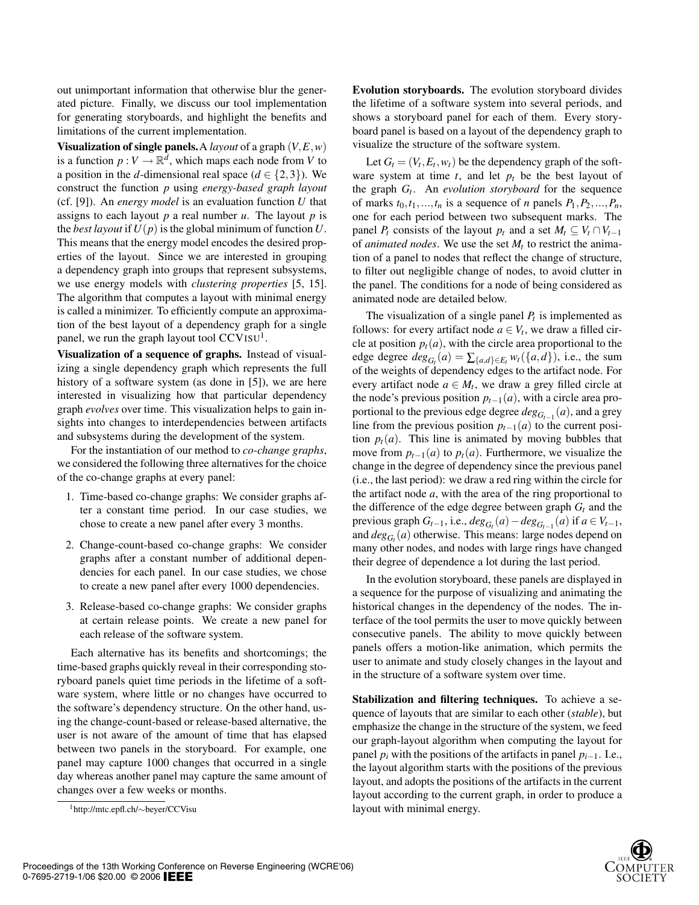out unimportant information that otherwise blur the generated picture. Finally, we discuss our tool implementation for generating storyboards, and highlight the benefits and limitations of the current implementation.

**Visualization of single panels.** A *layout* of a graph $(V, E, w)$ is a function $p : V \rightarrow \mathbb{R}^d$, which maps each node from $V$ to a position in the $d$-dimensional real space ($d \in \{2, 3\}$). We construct the function $p$ using *energy-based graph layout* (cf. [9]). An *energy model* is an evaluation function $U$ that assigns to each layout $p$ a real number $u$. The layout $p$ is the *best layout* if $U(p)$ is the global minimum of function $U$. This means that the energy model encodes the desired properties of the layout. Since we are interested in grouping a dependency graph into groups that represent subsystems, we use energy models with *clustering properties* [5, 15]. The algorithm that computes a layout with minimal energy is called a minimizer. To efficiently compute an approximation of the best layout of a dependency graph for a single panel, we run the graph layout tool CCVISU[1].

**Visualization of a sequence of graphs.** Instead of visualizing a single dependency graph which represents the full history of a software system (as done in [5]), we are here interested in visualizing how that particular dependency graph *evolves* over time. This visualization helps to gain insights into changes to interdependencies between artifacts and subsystems during the development of the system.

For the instantiation of our method to *co-change graphs*, we considered the following three alternatives for the choice of the co-change graphs at every panel:

1. Time-based co-change graphs: We consider graphs after a constant time period. In our case studies, we chose to create a new panel after every 3 months.

2. Change-count-based co-change graphs: We consider graphs after a constant number of additional dependencies for each panel. In our case studies, we chose to create a new panel after every 1000 dependencies.

3. Release-based co-change graphs: We consider graphs at certain release points. We create a new panel for each release of the software system.

Each alternative has its benefits and shortcomings; the time-based graphs quickly reveal in their corresponding storyboard panels quiet time periods in the lifetime of a software system, where little or no changes have occurred to the software's dependency structure. On the other hand, using the change-count-based or release-based alternative, the user is not aware of the amount of time that has elapsed between two panels in the storyboard. For example, one panel may capture 1000 changes that occurred in a single day whereas another panel may capture the same amount of changes over a few weeks or months.

[1] http://mtc.epfl.ch/~beyer/CCVisu

**Evolution storyboards.** The evolution storyboard divides the lifetime of a software system into several periods, and shows a storyboard panel for each of them. Every storyboard panel is based on a layout of the dependency graph to visualize the structure of the software system.

Let $G_t = (V_t, E_t, w_t)$ be the dependency graph of the software system at time $t$, and let $p_t$ be the best layout of the graph $G_t$. An *evolution storyboard* for the sequence of marks $t_0, t_1, \ldots, t_n$ is a sequence of $n$ panels $P_1, P_2, \ldots, P_n$, one for each period between two subsequent marks. The panel $P_t$ consists of the layout $p_t$ and a set $M_t \subseteq V_t \cap V_{t-1}$ of *animated nodes*. We use the set $M_t$ to restrict the animation of a panel to nodes that reflect the change of structure, to filter out negligible change of nodes, to avoid clutter in the panel. The conditions for a node of being considered as animated node are detailed below.

The visualization of a single panel $P_t$ is implemented as follows: for every artifact node $a \in V_t$, we draw a filled circle at position $p_t(a)$, with the circle area proportional to the edge degree $deg_{G_t}(a) = \sum_{\{a,d\} \in E_t} w_t(\{a, d\})$, i.e., the sum of the weights of dependency edges to the artifact node. For every artifact node $a \in M_t$, we draw a grey filled circle at the node's previous position $p_{t-1}(a)$, with a circle area proportional to the previous edge degree $deg_{G_{t-1}}(a)$, and a grey line from the previous position $p_{t-1}(a)$ to the current position $p_t(a)$. This line is animated by moving bubbles that move from $p_{t-1}(a)$ to $p_t(a)$. Furthermore, we visualize the change in the degree of dependency since the previous panel (i.e., the last period): we draw a red ring within the circle for the artifact node $a$, with the area of the ring proportional to the difference of the edge degree between graph $G_t$ and the previous graph $G_{t-1}$, i.e., $deg_{G_t}(a) - deg_{G_{t-1}}(a)$ if $a \in V_{t-1}$, and $deg_{G_t}(a)$ otherwise. This means: large nodes depend on many other nodes, and nodes with large rings have changed their degree of dependence a lot during the last period.

In the evolution storyboard, these panels are displayed in a sequence for the purpose of visualizing and animating the historical changes in the dependency of the nodes. The interface of the tool permits the user to move quickly between consecutive panels. The ability to move quickly between panels offers a motion-like animation, which permits the user to animate and study closely changes in the layout and in the structure of a software system over time.

**Stabilization and filtering techniques.** To achieve a sequence of layouts that are similar to each other (*stable*), but emphasize the change in the structure of the system, we feed our graph-layout algorithm when computing the layout for panel $p_i$ with the positions of the artifacts in panel $p_{i-1}$. I.e., the layout algorithm starts with the positions of the previous layout, and adopts the positions of the artifacts in the current layout according to the current graph, in order to produce a layout with minimal energy.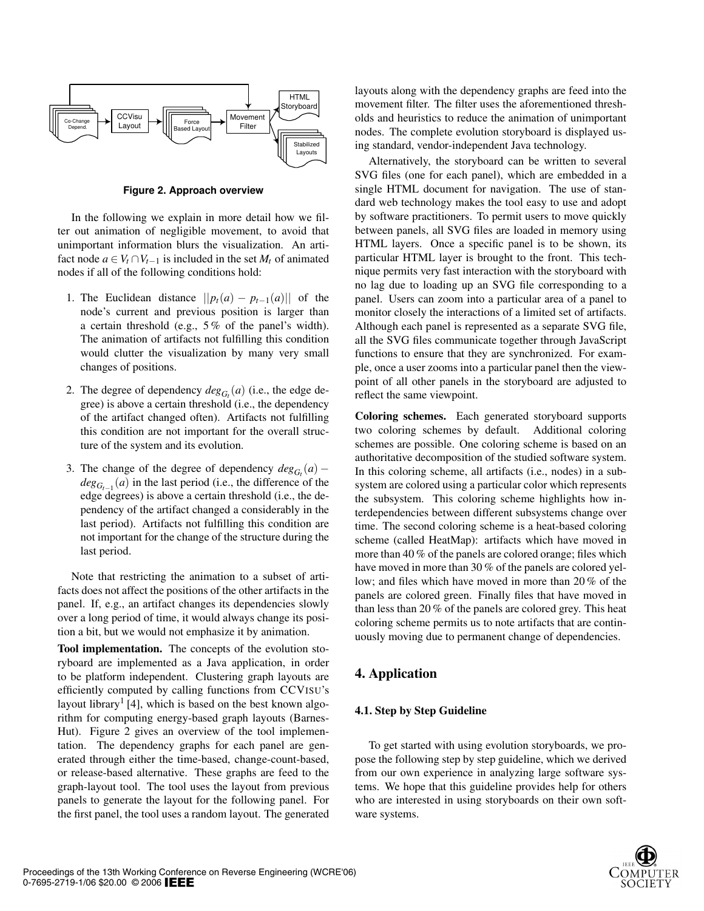Co-Change Depend.

CCVisu Layout

Force Based Layout

Movement Filter

HTML Storyboard

Stabilized Layouts

**Figure 2. Approach overview**

In the following we explain in more detail how we filter out animation of negligible movement, to avoid that unimportant information blurs the visualization. An artifact node $a \in V_t \cap V_{t-1}$ is included in the set $M_t$ of animated nodes if all of the following conditions hold:

1. The Euclidean distance $||p_t(a) - p_{t-1}(a)||$ of the node's current and previous position is larger than a certain threshold (e.g., 5 % of the panel's width). The animation of artifacts not fulfilling this condition would clutter the visualization by many very small changes of positions.
2. The degree of dependency $deg_{G_t}(a)$ (i.e., the edge degree) is above a certain threshold (i.e., the dependency of the artifact changed often). Artifacts not fulfilling this condition are not important for the overall structure of the system and its evolution.
3. The change of the degree of dependency $deg_{G_t}(a) - deg_{G_{t-1}}(a)$ in the last period (i.e., the difference of the edge degrees) is above a certain threshold (i.e., the dependency of the artifact changed a considerably in the last period). Artifacts not fulfilling this condition are not important for the change of the structure during the last period.

Note that restricting the animation to a subset of artifacts does not affect the positions of the other artifacts in the panel. If, e.g., an artifact changes its dependencies slowly over a long period of time, it would always change its position a bit, but we would not emphasize it by animation.

**Tool implementation.** The concepts of the evolution storyboard are implemented as a Java application, in order to be platform independent. Clustering graph layouts are efficiently computed by calling functions from CCVISU's layout library[1] [4], which is based on the best known algorithm for computing energy-based graph layouts (Barnes-Hut). Figure 2 gives an overview of the tool implementation. The dependency graphs for each panel are generated through either the time-based, change-count-based, or release-based alternative. These graphs are feed to the graph-layout tool. The tool uses the layout from previous panels to generate the layout for the following panel. For the first panel, the tool uses a random layout. The generated layouts along with the dependency graphs are feed into the movement filter. The filter uses the aforementioned thresholds and heuristics to reduce the animation of unimportant nodes. The complete evolution storyboard is displayed using standard, vendor-independent Java technology.

Alternatively, the storyboard can be written to several SVG files (one for each panel), which are embedded in a single HTML document for navigation. The use of standard web technology makes the tool easy to use and adopt by software practitioners. To permit users to move quickly between panels, all SVG files are loaded in memory using HTML layers. Once a specific panel is to be shown, its particular HTML layer is brought to the front. This technique permits very fast interaction with the storyboard with no lag due to loading up an SVG file corresponding to a panel. Users can zoom into a particular area of a panel to monitor closely the interactions of a limited set of artifacts. Although each panel is represented as a separate SVG file, all the SVG files communicate together through JavaScript functions to ensure that they are synchronized. For example, once a user zooms into a particular panel then the viewpoint of all other panels in the storyboard are adjusted to reflect the same viewpoint.

**Coloring schemes.** Each generated storyboard supports two coloring schemes by default. Additional coloring schemes are possible. One coloring scheme is based on an authoritative decomposition of the studied software system. In this coloring scheme, all artifacts (i.e., nodes) in a subsystem are colored using a particular color which represents the subsystem. This coloring scheme highlights how interdependencies between different subsystems change over time. The second coloring scheme is a heat-based coloring scheme (called HeatMap): artifacts which have moved in more than 40 % of the panels are colored orange; files which have moved in more than 30 % of the panels are colored yellow; and files which have moved in more than 20 % of the panels are colored green. Finally files that have moved in than less than 20 % of the panels are colored grey. This heat coloring scheme permits us to note artifacts that are continuously moving due to permanent change of dependencies.

## 4. Application

### 4.1. Step by Step Guideline

To get started with using evolution storyboards, we propose the following step by step guideline, which we derived from our own experience in analyzing large software systems. We hope that this guideline provides help for others who are interested in using storyboards on their own software systems.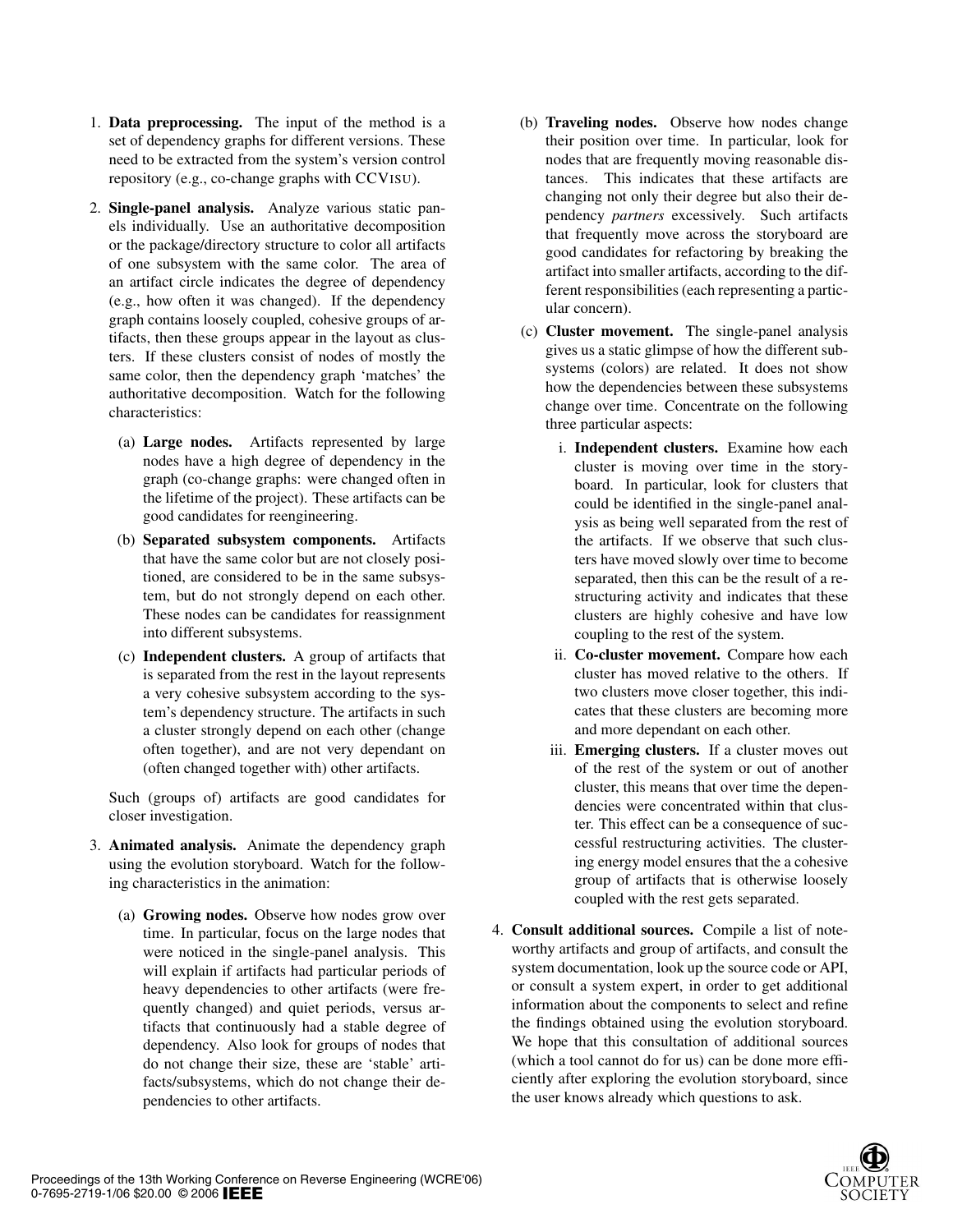1. **Data preprocessing.** The input of the method is a set of dependency graphs for different versions. These need to be extracted from the system's version control repository (e.g., co-change graphs with CCVISU).

2. **Single-panel analysis.** Analyze various static panels individually. Use an authoritative decomposition or the package/directory structure to color all artifacts of one subsystem with the same color. The area of an artifact circle indicates the degree of dependency (e.g., how often it was changed). If the dependency graph contains loosely coupled, cohesive groups of artifacts, then these groups appear in the layout as clusters. If these clusters consist of nodes of mostly the same color, then the dependency graph 'matches' the authoritative decomposition. Watch for the following characteristics:

   (a) **Large nodes.** Artifacts represented by large nodes have a high degree of dependency in the graph (co-change graphs: were changed often in the lifetime of the project). These artifacts can be good candidates for reengineering.

   (b) **Separated subsystem components.** Artifacts that have the same color but are not closely positioned, are considered to be in the same subsystem, but do not strongly depend on each other. These nodes can be candidates for reassignment into different subsystems.

   (c) **Independent clusters.** A group of artifacts that is separated from the rest in the layout represents a very cohesive subsystem according to the system's dependency structure. The artifacts in such a cluster strongly depend on each other (change often together), and are not very dependant on (often changed together with) other artifacts.

   Such (groups of) artifacts are good candidates for closer investigation.

3. **Animated analysis.** Animate the dependency graph using the evolution storyboard. Watch for the following characteristics in the animation:

   (a) **Growing nodes.** Observe how nodes grow over time. In particular, focus on the large nodes that were noticed in the single-panel analysis. This will explain if artifacts had particular periods of heavy dependencies to other artifacts (were frequently changed) and quiet periods, versus artifacts that continuously had a stable degree of dependency. Also look for groups of nodes that do not change their size, these are 'stable' artifacts/subsystems, which do not change their dependencies to other artifacts.

   (b) **Traveling nodes.** Observe how nodes change their position over time. In particular, look for nodes that are frequently moving reasonable distances. This indicates that these artifacts are changing not only their degree but also their dependency *partners* excessively. Such artifacts that frequently move across the storyboard are good candidates for refactoring by breaking the artifact into smaller artifacts, according to the different responsibilities (each representing a particular concern).

   (c) **Cluster movement.** The single-panel analysis gives us a static glimpse of how the different subsystems (colors) are related. It does not show how the dependencies between these subsystems change over time. Concentrate on the following three particular aspects:

      i. **Independent clusters.** Examine how each cluster is moving over time in the storyboard. In particular, look for clusters that could be identified in the single-panel analysis as being well separated from the rest of the artifacts. If we observe that such clusters have moved slowly over time to become separated, then this can be the result of a restructuring activity and indicates that these clusters are highly cohesive and have low coupling to the rest of the system.

      ii. **Co-cluster movement.** Compare how each cluster has moved relative to the others. If two clusters move closer together, this indicates that these clusters are becoming more and more dependant on each other.

      iii. **Emerging clusters.** If a cluster moves out of the rest of the system or out of another cluster, this means that over time the dependencies were concentrated within that cluster. This effect can be a consequence of successful restructuring activities. The clustering energy model ensures that the a cohesive group of artifacts that is otherwise loosely coupled with the rest gets separated.

4. **Consult additional sources.** Compile a list of noteworthy artifacts and group of artifacts, and consult the system documentation, look up the source code or API, or consult a system expert, in order to get additional information about the components to select and refine the findings obtained using the evolution storyboard. We hope that this consultation of additional sources (which a tool cannot do for us) can be done more efficiently after exploring the evolution storyboard, since the user knows already which questions to ask.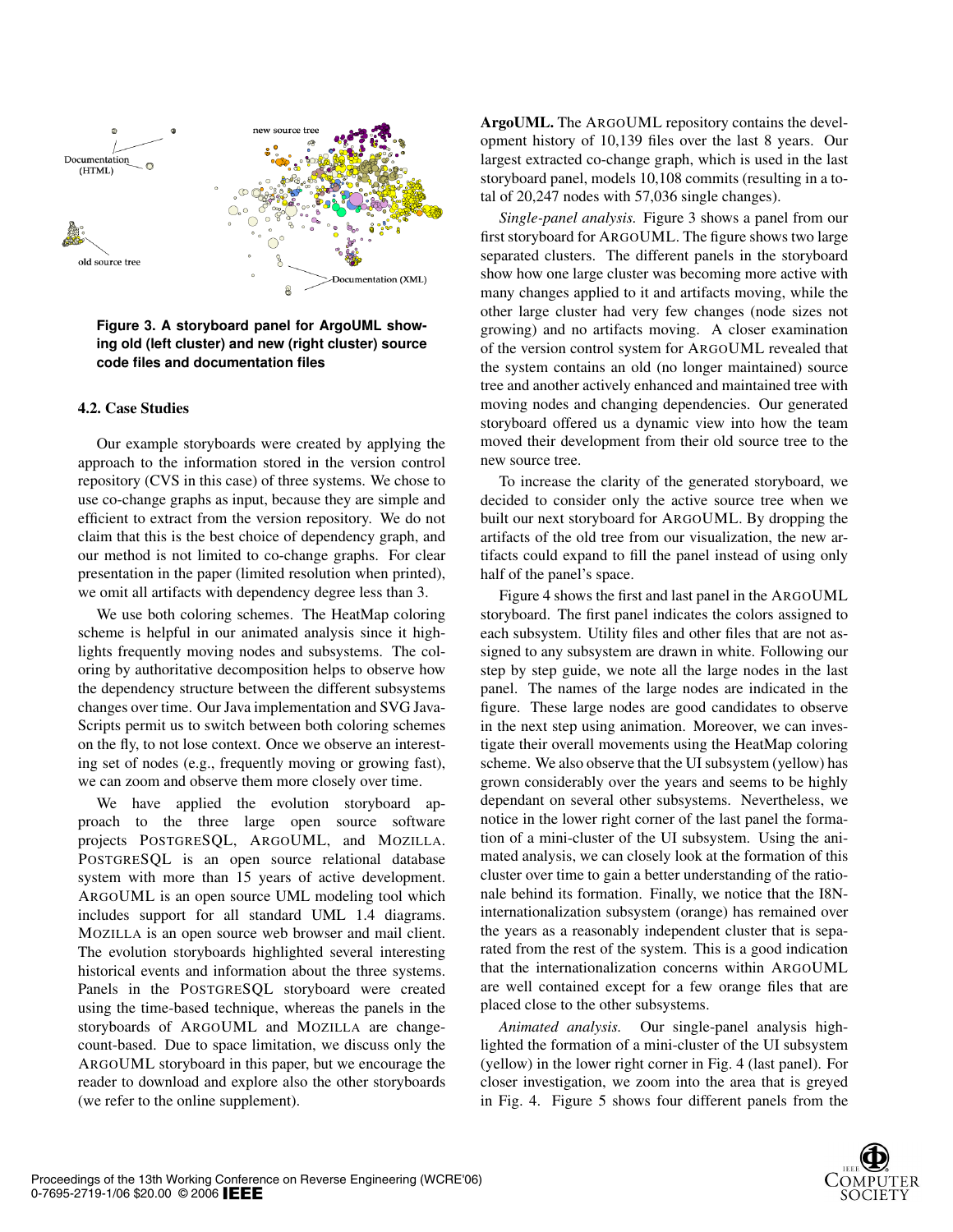new source tree

Documentation (HTML)

old source tree

Documentation (XML)

**Figure 3. A storyboard panel for ArgoUML showing old (left cluster) and new (right cluster) source code files and documentation files**

### 4.2. Case Studies

Our example storyboards were created by applying the approach to the information stored in the version control repository (CVS in this case) of three systems. We chose to use co-change graphs as input, because they are simple and efficient to extract from the version repository. We do not claim that this is the best choice of dependency graph, and our method is not limited to co-change graphs. For clear presentation in the paper (limited resolution when printed), we omit all artifacts with dependency degree less than 3.

We use both coloring schemes. The HeatMap coloring scheme is helpful in our animated analysis since it highlights frequently moving nodes and subsystems. The coloring by authoritative decomposition helps to observe how the dependency structure between the different subsystems changes over time. Our Java implementation and SVG JavaScripts permit us to switch between both coloring schemes on the fly, to not lose context. Once we observe an interesting set of nodes (e.g., frequently moving or growing fast), we can zoom and observe them more closely over time.

We have applied the evolution storyboard approach to the three large open source software projects POSTGRESQL, ARGOUML, and MOZILLA. POSTGRESQL is an open source relational database system with more than 15 years of active development. ARGOUML is an open source UML modeling tool which includes support for all standard UML 1.4 diagrams. MOZILLA is an open source web browser and mail client. The evolution storyboards highlighted several interesting historical events and information about the three systems. Panels in the POSTGRESQL storyboard were created using the time-based technique, whereas the panels in the storyboards of ARGOUML and MOZILLA are change-count-based. Due to space limitation, we discuss only the ARGOUML storyboard in this paper, but we encourage the reader to download and explore also the other storyboards (we refer to the online supplement).

**ArgoUML.** The ARGOUML repository contains the development history of 10,139 files over the last 8 years. Our largest extracted co-change graph, which is used in the last storyboard panel, models 10,108 commits (resulting in a total of 20,247 nodes with 57,036 single changes).

*Single-panel analysis.* Figure 3 shows a panel from our first storyboard for ARGOUML. The figure shows two large separated clusters. The different panels in the storyboard show how one large cluster was becoming more active with many changes applied to it and artifacts moving, while the other large cluster had very few changes (node sizes not growing) and no artifacts moving. A closer examination of the version control system for ARGOUML revealed that the system contains an old (no longer maintained) source tree and another actively enhanced and maintained tree with moving nodes and changing dependencies. Our generated storyboard offered us a dynamic view into how the team moved their development from their old source tree to the new source tree.

To increase the clarity of the generated storyboard, we decided to consider only the active source tree when we built our next storyboard for ARGOUML. By dropping the artifacts of the old tree from our visualization, the new artifacts could expand to fill the panel instead of using only half of the panel's space.

Figure 4 shows the first and last panel in the ARGOUML storyboard. The first panel indicates the colors assigned to each subsystem. Utility files and other files that are not assigned to any subsystem are drawn in white. Following our step by step guide, we note all the large nodes in the last panel. The names of the large nodes are indicated in the figure. These large nodes are good candidates to observe in the next step using animation. Moreover, we can investigate their overall movements using the HeatMap coloring scheme. We also observe that the UI subsystem (yellow) has grown considerably over the years and seems to be highly dependant on several other subsystems. Nevertheless, we notice in the lower right corner of the last panel the formation of a mini-cluster of the UI subsystem. Using the animated analysis, we can closely look at the formation of this cluster over time to gain a better understanding of the rationale behind its formation. Finally, we notice that the I8N-internationalization subsystem (orange) has remained over the years as a reasonably independent cluster that is separated from the rest of the system. This is a good indication that the internationalization concerns within ARGOUML are well contained except for a few orange files that are placed close to the other subsystems.

*Animated analysis.* Our single-panel analysis highlighted the formation of a mini-cluster of the UI subsystem (yellow) in the lower right corner in Fig. 4 (last panel). For closer investigation, we zoom into the area that is greyed in Fig. 4. Figure 5 shows four different panels from the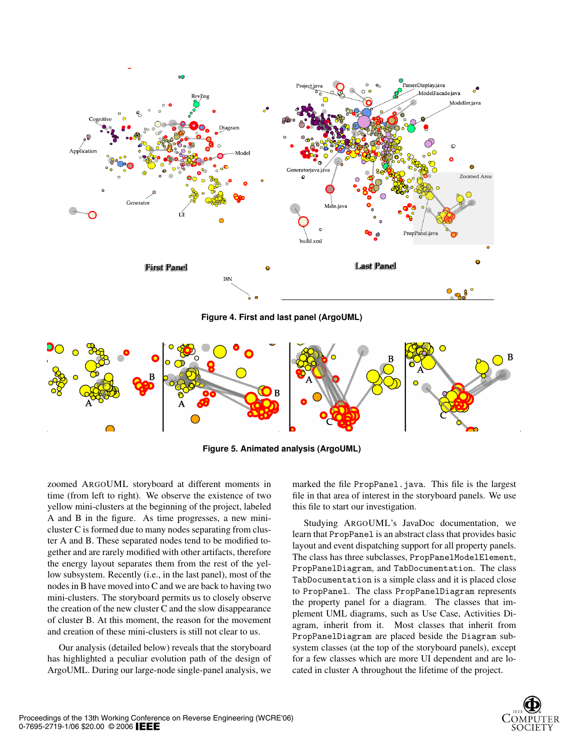Figure 4. First and last panel (ArgoUML)

Figure 5. Animated analysis (ArgoUML)

zoomed ARGOUML storyboard at different moments in time (from left to right). We observe the existence of two yellow mini-clusters at the beginning of the project, labeled A and B in the figure. As time progresses, a new mini-cluster C is formed due to many nodes separating from cluster A and B. These separated nodes tend to be modified together and are rarely modified with other artifacts, therefore the energy layout separates them from the rest of the yellow subsystem. Recently (i.e., in the last panel), most of the nodes in B have moved into C and we are back to having two mini-clusters. The storyboard permits us to closely observe the creation of the new cluster C and the slow disappearance of cluster B. At this moment, the reason for the movement and creation of these mini-clusters is still not clear to us.

Our analysis (detailed below) reveals that the storyboard has highlighted a peculiar evolution path of the design of ArgoUML. During our large-node single-panel analysis, we marked the file `PropPanel.java`. This file is the largest file in that area of interest in the storyboard panels. We use this file to start our investigation.

Studying ARGOUML's JavaDoc documentation, we learn that `PropPanel` is an abstract class that provides basic layout and event dispatching support for all property panels. The class has three subclasses, `PropPanelModelElement`, `PropPanelDiagram`, and `TabDocumentation`. The class `TabDocumentation` is a simple class and it is placed close to `PropPanel`. The class `PropPanelDiagram` represents the property panel for a diagram. The classes that implement UML diagrams, such as Use Case, Activities Diagram, inherit from it. Most classes that inherit from `PropPanelDiagram` are placed beside the `Diagram` subsystem classes (at the top of the storyboard panels), except for a few classes which are more UI dependent and are located in cluster A throughout the lifetime of the project.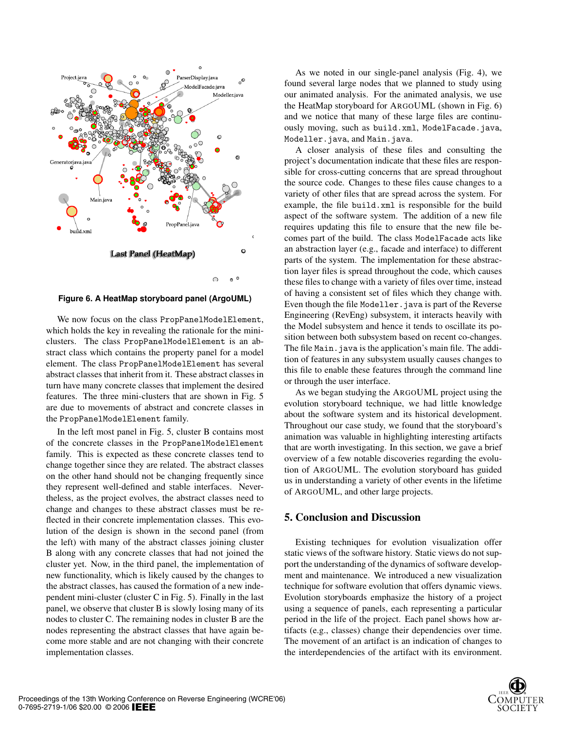Project.java

ParserDisplay.java

ModelFacade.java

Modeller.java

Generatorjava.java

Main.java

PropPanel.java

build.xml

Last Panel (HeatMap)

**Figure 6. A HeatMap storyboard panel (ArgoUML)**

We now focus on the class `PropPanelModelElement`, which holds the key in revealing the rationale for the mini-clusters. The class `PropPanelModelElement` is an abstract class which contains the property panel for a model element. The class `PropPanelModelElement` has several abstract classes that inherit from it. These abstract classes in turn have many concrete classes that implement the desired features. The three mini-clusters that are shown in Fig. 5 are due to movements of abstract and concrete classes in the `PropPanelModelElement` family.

In the left most panel in Fig. 5, cluster B contains most of the concrete classes in the `PropPanelModelElement` family. This is expected as these concrete classes tend to change together since they are related. The abstract classes on the other hand should not be changing frequently since they represent well-defined and stable interfaces. Nevertheless, as the project evolves, the abstract classes need to change and changes to these abstract classes must be reflected in their concrete implementation classes. This evolution of the design is shown in the second panel (from the left) with many of the abstract classes joining cluster B along with any concrete classes that had not joined the cluster yet. Now, in the third panel, the implementation of new functionality, which is likely caused by the changes to the abstract classes, has caused the formation of a new independent mini-cluster (cluster C in Fig. 5). Finally in the last panel, we observe that cluster B is slowly losing many of its nodes to cluster C. The remaining nodes in cluster B are the nodes representing the abstract classes that have again become more stable and are not changing with their concrete implementation classes.

As we noted in our single-panel analysis (Fig. 4), we found several large nodes that we planned to study using our animated analysis. For the animated analysis, we use the HeatMap storyboard for ARGOUML (shown in Fig. 6) and we notice that many of these large files are continuously moving, such as `build.xml`, `ModelFacade.java`, `Modeller.java`, and `Main.java`.

A closer analysis of these files and consulting the project's documentation indicate that these files are responsible for cross-cutting concerns that are spread throughout the source code. Changes to these files cause changes to a variety of other files that are spread across the system. For example, the file `build.xml` is responsible for the build aspect of the software system. The addition of a new file requires updating this file to ensure that the new file becomes part of the build. The class `ModelFacade` acts like an abstraction layer (e.g., facade and interface) to different parts of the system. The implementation for these abstraction layer files is spread throughout the code, which causes these files to change with a variety of files over time, instead of having a consistent set of files which they change with. Even though the file `Modeller.java` is part of the Reverse Engineering (RevEng) subsystem, it interacts heavily with the Model subsystem and hence it tends to oscillate its position between both subsystem based on recent co-changes. The file `Main.java` is the application's main file. The addition of features in any subsystem usually causes changes to this file to enable these features through the command line or through the user interface.

As we began studying the ARGOUML project using the evolution storyboard technique, we had little knowledge about the software system and its historical development. Throughout our case study, we found that the storyboard's animation was valuable in highlighting interesting artifacts that are worth investigating. In this section, we gave a brief overview of a few notable discoveries regarding the evolution of ARGOUML. The evolution storyboard has guided us in understanding a variety of other events in the lifetime of ARGOUML, and other large projects.

## 5. Conclusion and Discussion

Existing techniques for evolution visualization offer static views of the software history. Static views do not support the understanding of the dynamics of software development and maintenance. We introduced a new visualization technique for software evolution that offers dynamic views. Evolution storyboards emphasize the history of a project using a sequence of panels, each representing a particular period in the life of the project. Each panel shows how artifacts (e.g., classes) change their dependencies over time. The movement of an artifact is an indication of changes to the interdependencies of the artifact with its environment.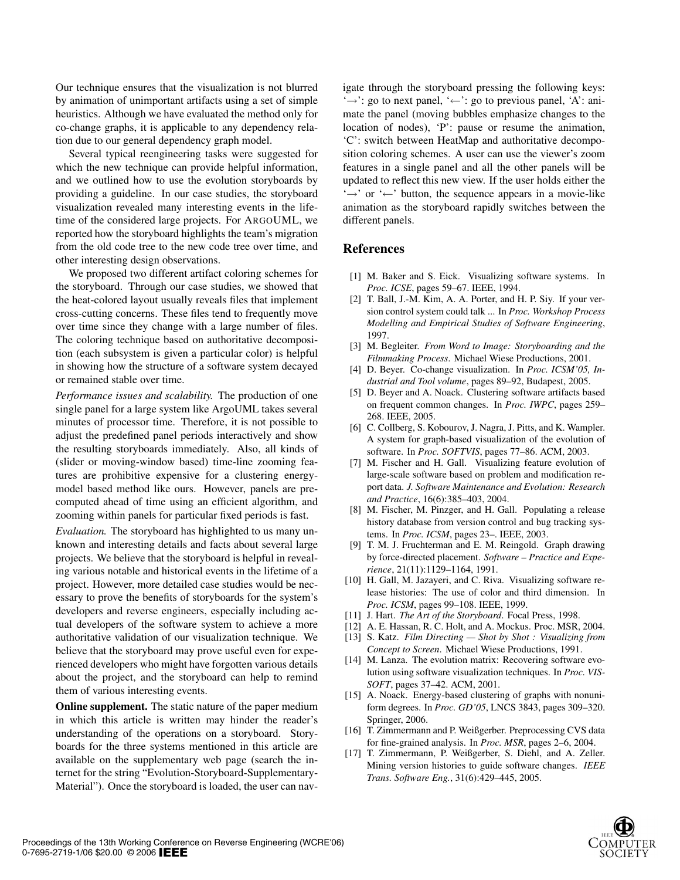Our technique ensures that the visualization is not blurred by animation of unimportant artifacts using a set of simple heuristics. Although we have evaluated the method only for co-change graphs, it is applicable to any dependency relation due to our general dependency graph model.

Several typical reengineering tasks were suggested for which the new technique can provide helpful information, and we outlined how to use the evolution storyboards by providing a guideline. In our case studies, the storyboard visualization revealed many interesting events in the lifetime of the considered large projects. For ARGOUML, we reported how the storyboard highlights the team's migration from the old code tree to the new code tree over time, and other interesting design observations.

We proposed two different artifact coloring schemes for the storyboard. Through our case studies, we showed that the heat-colored layout usually reveals files that implement cross-cutting concerns. These files tend to frequently move over time since they change with a large number of files. The coloring technique based on authoritative decomposition (each subsystem is given a particular color) is helpful in showing how the structure of a software system decayed or remained stable over time.

*Performance issues and scalability.* The production of one single panel for a large system like ArgoUML takes several minutes of processor time. Therefore, it is not possible to adjust the predefined panel periods interactively and show the resulting storyboards immediately. Also, all kinds of (slider or moving-window based) time-line zooming features are prohibitive expensive for a clustering energy-model based method like ours. However, panels are precomputed ahead of time using an efficient algorithm, and zooming within panels for particular fixed periods is fast.

*Evaluation.* The storyboard has highlighted to us many unknown and interesting details and facts about several large projects. We believe that the storyboard is helpful in revealing various notable and historical events in the lifetime of a project. However, more detailed case studies would be necessary to prove the benefits of storyboards for the system's developers and reverse engineers, especially including actual developers of the software system to achieve a more authoritative validation of our visualization technique. We believe that the storyboard may prove useful even for experienced developers who might have forgotten various details about the project, and the storyboard can help to remind them of various interesting events.

**Online supplement.** The static nature of the paper medium in which this article is written may hinder the reader's understanding of the operations on a storyboard. Storyboards for the three systems mentioned in this article are available on the supplementary web page (search the internet for the string "Evolution-Storyboard-Supplementary-Material"). Once the storyboard is loaded, the user can navigate through the storyboard pressing the following keys: '→': go to next panel, '←': go to previous panel, 'A': animate the panel (moving bubbles emphasize changes to the location of nodes), 'P': pause or resume the animation, 'C': switch between HeatMap and authoritative decomposition coloring schemes. A user can use the viewer's zoom features in a single panel and all the other panels will be updated to reflect this new view. If the user holds either the '→' or '←' button, the sequence appears in a movie-like animation as the storyboard rapidly switches between the different panels.

## References

[1] M. Baker and S. Eick. Visualizing software systems. In *Proc. ICSE*, pages 59–67. IEEE, 1994.

[2] T. Ball, J.-M. Kim, A. A. Porter, and H. P. Siy. If your version control system could talk ... In *Proc. Workshop Process Modelling and Empirical Studies of Software Engineering*, 1997.

[3] M. Begleiter. *From Word to Image: Storyboarding and the Filmmaking Process*. Michael Wiese Productions, 2001.

[4] D. Beyer. Co-change visualization. In *Proc. ICSM'05, Industrial and Tool volume*, pages 89–92, Budapest, 2005.

[5] D. Beyer and A. Noack. Clustering software artifacts based on frequent common changes. In *Proc. IWPC*, pages 259–268. IEEE, 2005.

[6] C. Collberg, S. Kobourov, J. Nagra, J. Pitts, and K. Wampler. A system for graph-based visualization of the evolution of software. In *Proc. SOFTVIS*, pages 77–86. ACM, 2003.

[7] M. Fischer and H. Gall. Visualizing feature evolution of large-scale software based on problem and modification report data. *J. Software Maintenance and Evolution: Research and Practice*, 16(6):385–403, 2004.

[8] M. Fischer, M. Pinzger, and H. Gall. Populating a release history database from version control and bug tracking systems. In *Proc. ICSM*, pages 23–. IEEE, 2003.

[9] T. M. J. Fruchterman and E. M. Reingold. Graph drawing by force-directed placement. *Software – Practice and Experience*, 21(11):1129–1164, 1991.

[10] H. Gall, M. Jazayeri, and C. Riva. Visualizing software release histories: The use of color and third dimension. In *Proc. ICSM*, pages 99–108. IEEE, 1999.

[11] J. Hart. *The Art of the Storyboard*. Focal Press, 1998.

[12] A. E. Hassan, R. C. Holt, and A. Mockus. Proc. MSR, 2004.

[13] S. Katz. *Film Directing — Shot by Shot : Visualizing from Concept to Screen*. Michael Wiese Productions, 1991.

[14] M. Lanza. The evolution matrix: Recovering software evolution using software visualization techniques. In *Proc. VISSOFT*, pages 37–42. ACM, 2001.

[15] A. Noack. Energy-based clustering of graphs with nonuniform degrees. In *Proc. GD'05*, LNCS 3843, pages 309–320. Springer, 2006.

[16] T. Zimmermann and P. Weißgerber. Preprocessing CVS data for fine-grained analysis. In *Proc. MSR*, pages 2–6, 2004.

[17] T. Zimmermann, P. Weißgerber, S. Diehl, and A. Zeller. Mining version histories to guide software changes. *IEEE Trans. Software Eng.*, 31(6):429–445, 2005.